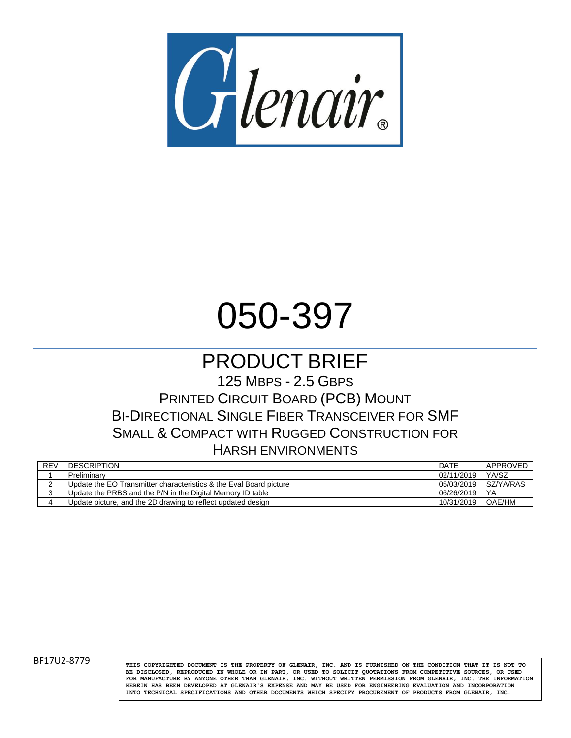Glenair®

# 050-397

## PRODUCT BRIEF

125 MBPS - 2.5 GBPS
PRINTED CIRCUIT BOARD (PCB) MOUNT
BI-DIRECTIONAL SINGLE FIBER TRANSCEIVER FOR SMF
SMALL & COMPACT WITH RUGGED CONSTRUCTION FOR
HARSH ENVIRONMENTS

| REV | DESCRIPTION | DATE | APPROVED |
|---|---|---|---|
| 1 | Preliminary | 02/11/2019 | YA/SZ |
| 2 | Update the EO Transmitter characteristics & the Eval Board picture | 05/03/2019 | SZ/YA/RAS |
| 3 | Update the PRBS and the P/N in the Digital Memory ID table | 06/26/2019 | YA |
| 4 | Update picture, and the 2D drawing to reflect updated design | 10/31/2019 | OAE/HM |

BF17U2-8779

THIS COPYRIGHTED DOCUMENT IS THE PROPERTY OF GLENAIR, INC. AND IS FURNISHED ON THE CONDITION THAT IT IS NOT TO BE DISCLOSED, REPRODUCED IN WHOLE OR IN PART, OR USED TO SOLICIT QUOTATIONS FROM COMPETITIVE SOURCES, OR USED FOR MANUFACTURE BY ANYONE OTHER THAN GLENAIR, INC. WITHOUT WRITTEN PERMISSION FROM GLENAIR, INC. THE INFORMATION HEREIN HAS BEEN DEVELOPED AT GLENAIR'S EXPENSE AND MAY BE USED FOR ENGINEERING EVALUATION AND INCORPORATION INTO TECHNICAL SPECIFICATIONS AND OTHER DOCUMENTS WHICH SPECIFY PROCUREMENT OF PRODUCTS FROM GLENAIR, INC.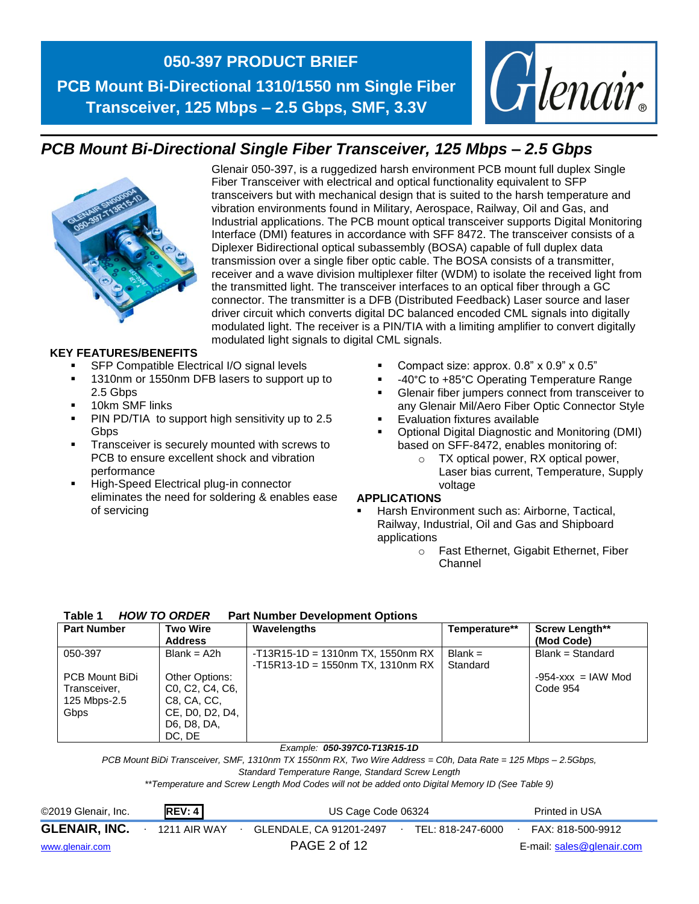# 050-397 PRODUCT BRIEF

## PCB Mount Bi-Directional 1310/1550 nm Single Fiber Transceiver, 125 Mbps – 2.5 Gbps, SMF, 3.3V

## *PCB Mount Bi-Directional Single Fiber Transceiver, 125 Mbps – 2.5 Gbps*

Glenair 050-397, is a ruggedized harsh environment PCB mount full duplex Single Fiber Transceiver with electrical and optical functionality equivalent to SFP transceivers but with mechanical design that is suited to the harsh temperature and vibration environments found in Military, Aerospace, Railway, Oil and Gas, and Industrial applications. The PCB mount optical transceiver supports Digital Monitoring Interface (DMI) features in accordance with SFF 8472. The transceiver consists of a Diplexer Bidirectional optical subassembly (BOSA) capable of full duplex data transmission over a single fiber optic cable. The BOSA consists of a transmitter, receiver and a wave division multiplexer filter (WDM) to isolate the received light from the transmitted light. The transceiver interfaces to an optical fiber through a GC connector. The transmitter is a DFB (Distributed Feedback) Laser source and laser driver circuit which converts digital DC balanced encoded CML signals into digitally modulated light. The receiver is a PIN/TIA with a limiting amplifier to convert digitally modulated light signals to digital CML signals.

### KEY FEATURES/BENEFITS

- SFP Compatible Electrical I/O signal levels
- 1310nm or 1550nm DFB lasers to support up to 2.5 Gbps
- 10km SMF links
- PIN PD/TIA to support high sensitivity up to 2.5 Gbps
- Transceiver is securely mounted with screws to PCB to ensure excellent shock and vibration performance
- High-Speed Electrical plug-in connector eliminates the need for soldering & enables ease of servicing
- Compact size: approx. 0.8" x 0.9" x 0.5"
- -40°C to +85°C Operating Temperature Range
- Glenair fiber jumpers connect from transceiver to any Glenair Mil/Aero Fiber Optic Connector Style
- Evaluation fixtures available
- Optional Digital Diagnostic and Monitoring (DMI) based on SFF-8472, enables monitoring of:
  - TX optical power, RX optical power, Laser bias current, Temperature, Supply voltage

### APPLICATIONS

- Harsh Environment such as: Airborne, Tactical, Railway, Industrial, Oil and Gas and Shipboard applications
  - Fast Ethernet, Gigabit Ethernet, Fiber Channel

**Table 1** ***HOW TO ORDER*** **Part Number Development Options**

| Part Number | Two Wire Address | Wavelengths | Temperature** | Screw Length** (Mod Code) |
|---|---|---|---|---|
| 050-397<br><br>PCB Mount BiDi Transceiver, 125 Mbps-2.5 Gbps | Blank = A2h<br><br>Other Options: C0, C2, C4, C6, C8, CA, CC, CE, D0, D2, D4, D6, D8, DA, DC, DE | -T13R15-1D = 1310nm TX, 1550nm RX<br>-T15R13-1D = 1550nm TX, 1310nm RX | Blank = Standard | Blank = Standard<br><br>-954-xxx = IAW Mod Code 954 |

*Example:* ***050-397C0-T13R15-1D***

*PCB Mount BiDi Transceiver, SMF, 1310nm TX 1550nm RX, Two Wire Address = C0h, Data Rate = 125 Mbps – 2.5Gbps, Standard Temperature Range, Standard Screw Length*

*\*\*Temperature and Screw Length Mod Codes will not be added onto Digital Memory ID (See Table 9)*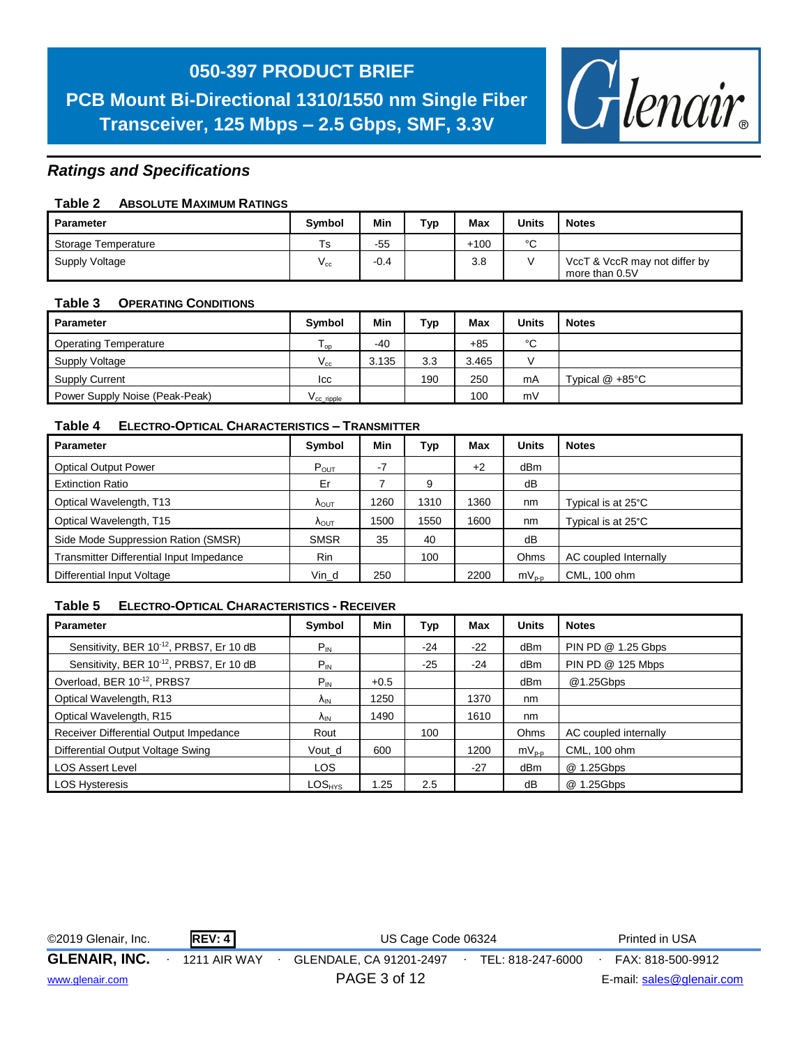## Ratings and Specifications

**Table 2 ABSOLUTE MAXIMUM RATINGS**

| Parameter | Symbol | Min | Typ | Max | Units | Notes |
|---|---|---|---|---|---|---|
| Storage Temperature | Ts | -55 | | +100 | °C | |
| Supply Voltage | $V_{cc}$ | -0.4 | | 3.8 | V | VccT & VccR may not differ by more than 0.5V |

**Table 3 OPERATING CONDITIONS**

| Parameter | Symbol | Min | Typ | Max | Units | Notes |
|---|---|---|---|---|---|---|
| Operating Temperature | $T_{op}$ | -40 | | +85 | °C | |
| Supply Voltage | $V_{cc}$ | 3.135 | 3.3 | 3.465 | V | |
| Supply Current | Icc | | 190 | 250 | mA | Typical @ +85°C |
| Power Supply Noise (Peak-Peak) | $V_{cc\_ripple}$ | | | 100 | mV | |

**Table 4 ELECTRO-OPTICAL CHARACTERISTICS – TRANSMITTER**

| Parameter | Symbol | Min | Typ | Max | Units | Notes |
|---|---|---|---|---|---|---|
| Optical Output Power | $P_{OUT}$ | -7 | | +2 | dBm | |
| Extinction Ratio | Er | 7 | 9 | | dB | |
| Optical Wavelength, T13 | $\lambda_{OUT}$ | 1260 | 1310 | 1360 | nm | Typical is at 25°C |
| Optical Wavelength, T15 | $\lambda_{OUT}$ | 1500 | 1550 | 1600 | nm | Typical is at 25°C |
| Side Mode Suppression Ration (SMSR) | SMSR | 35 | 40 | | dB | |
| Transmitter Differential Input Impedance | Rin | | 100 | | Ohms | AC coupled Internally |
| Differential Input Voltage | Vin_d | 250 | | 2200 | $mV_{p-p}$ | CML, 100 ohm |

**Table 5 ELECTRO-OPTICAL CHARACTERISTICS - RECEIVER**

| Parameter | Symbol | Min | Typ | Max | Units | Notes |
|---|---|---|---|---|---|---|
| Sensitivity, BER $10^{-12}$, PRBS7, Er 10 dB | $P_{IN}$ | | -24 | -22 | dBm | PIN PD @ 1.25 Gbps |
| Sensitivity, BER $10^{-12}$, PRBS7, Er 10 dB | $P_{IN}$ | | -25 | -24 | dBm | PIN PD @ 125 Mbps |
| Overload, BER $10^{-12}$, PRBS7 | $P_{IN}$ | +0.5 | | | dBm | @1.25Gbps |
| Optical Wavelength, R13 | $\lambda_{IN}$ | 1250 | | 1370 | nm | |
| Optical Wavelength, R15 | $\lambda_{IN}$ | 1490 | | 1610 | nm | |
| Receiver Differential Output Impedance | Rout | | 100 | | Ohms | AC coupled internally |
| Differential Output Voltage Swing | Vout_d | 600 | | 1200 | $mV_{p-p}$ | CML, 100 ohm |
| LOS Assert Level | LOS | | | -27 | dBm | @ 1.25Gbps |
| LOS Hysteresis | $LOS_{HYS}$ | 1.25 | 2.5 | | dB | @ 1.25Gbps |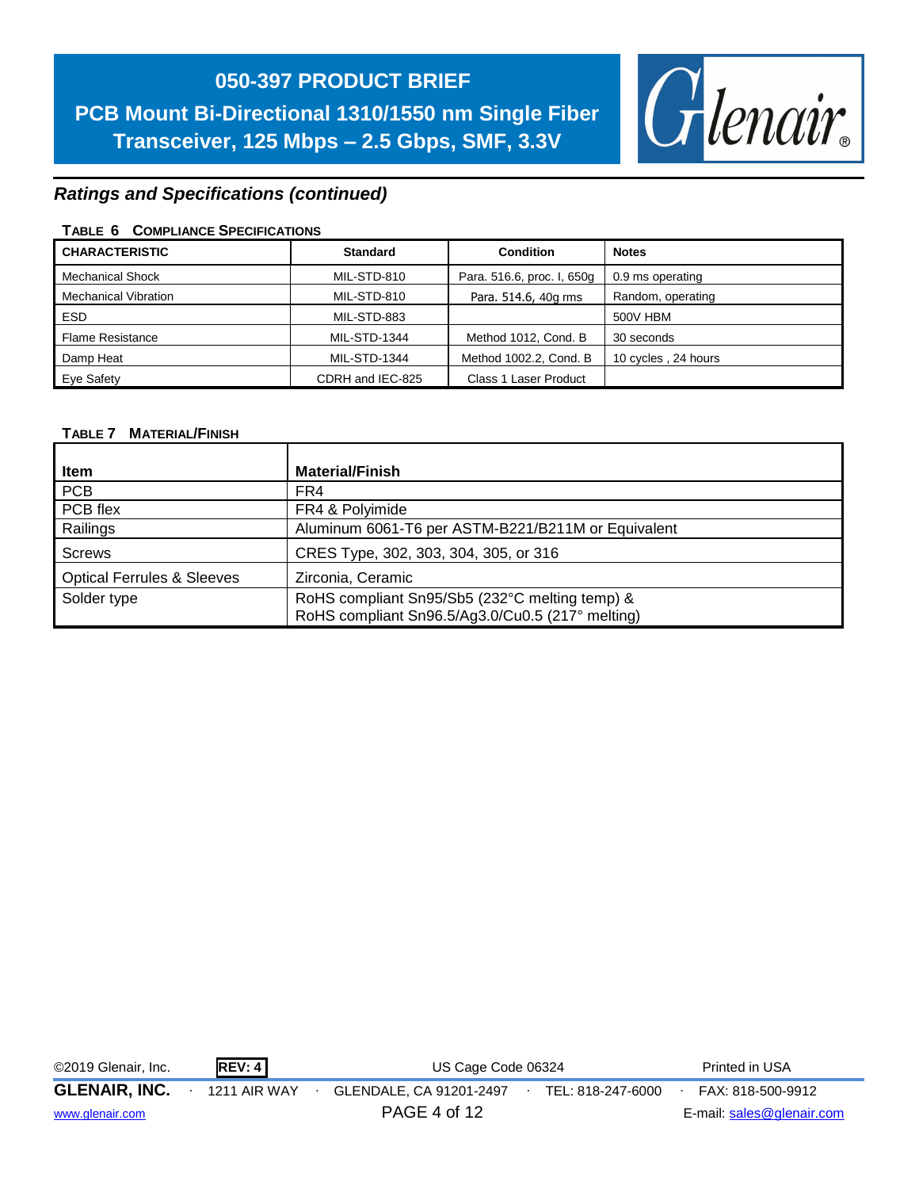## Ratings and Specifications (continued)

**TABLE 6 COMPLIANCE SPECIFICATIONS**

| CHARACTERISTIC | Standard | Condition | Notes |
|---|---|---|---|
| Mechanical Shock | MIL-STD-810 | Para. 516.6, proc. I, 650g | 0.9 ms operating |
| Mechanical Vibration | MIL-STD-810 | Para. 514.6, 40g rms | Random, operating |
| ESD | MIL-STD-883 | | 500V HBM |
| Flame Resistance | MIL-STD-1344 | Method 1012, Cond. B | 30 seconds |
| Damp Heat | MIL-STD-1344 | Method 1002.2, Cond. B | 10 cycles , 24 hours |
| Eye Safety | CDRH and IEC-825 | Class 1 Laser Product | |

**TABLE 7 MATERIAL/FINISH**

| Item | Material/Finish |
|---|---|
| PCB | FR4 |
| PCB flex | FR4 & Polyimide |
| Railings | Aluminum 6061-T6 per ASTM-B221/B211M or Equivalent |
| Screws | CRES Type, 302, 303, 304, 305, or 316 |
| Optical Ferrules & Sleeves | Zirconia, Ceramic |
| Solder type | RoHS compliant Sn95/Sb5 (232°C melting temp) & RoHS compliant Sn96.5/Ag3.0/Cu0.5 (217° melting) |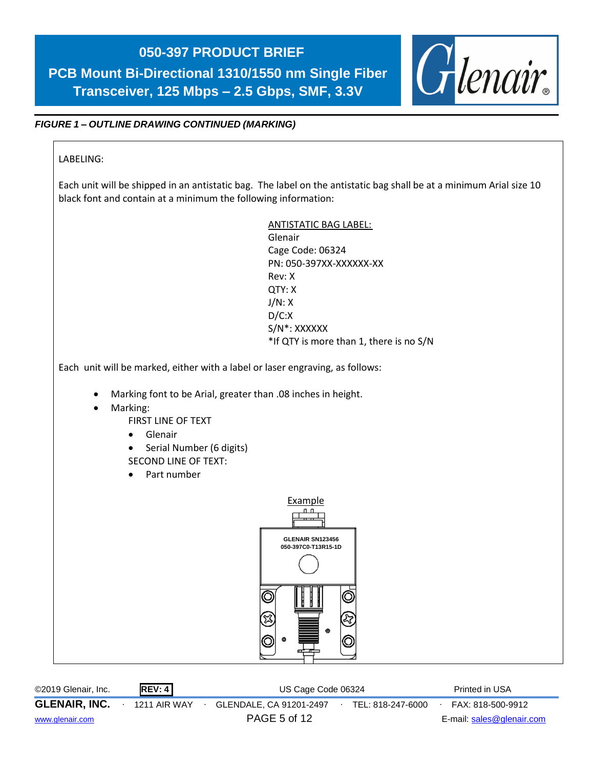*FIGURE 1 – OUTLINE DRAWING CONTINUED (MARKING)*

LABELING:

Each unit will be shipped in an antistatic bag. The label on the antistatic bag shall be at a minimum Arial size 10 black font and contain at a minimum the following information:

ANTISTATIC BAG LABEL:
Glenair
Cage Code: 06324
PN: 050-397XX-XXXXXX-XX
Rev: X
QTY: X
J/N: X
D/C:X
S/N*: XXXXXX
*If QTY is more than 1, there is no S/N

Each unit will be marked, either with a label or laser engraving, as follows:

- Marking font to be Arial, greater than .08 inches in height.
- Marking:
  FIRST LINE OF TEXT
  - Glenair
  - Serial Number (6 digits)

  SECOND LINE OF TEXT:
  - Part number

Example

GLENAIR SN123456
050-397C0-T13R15-1D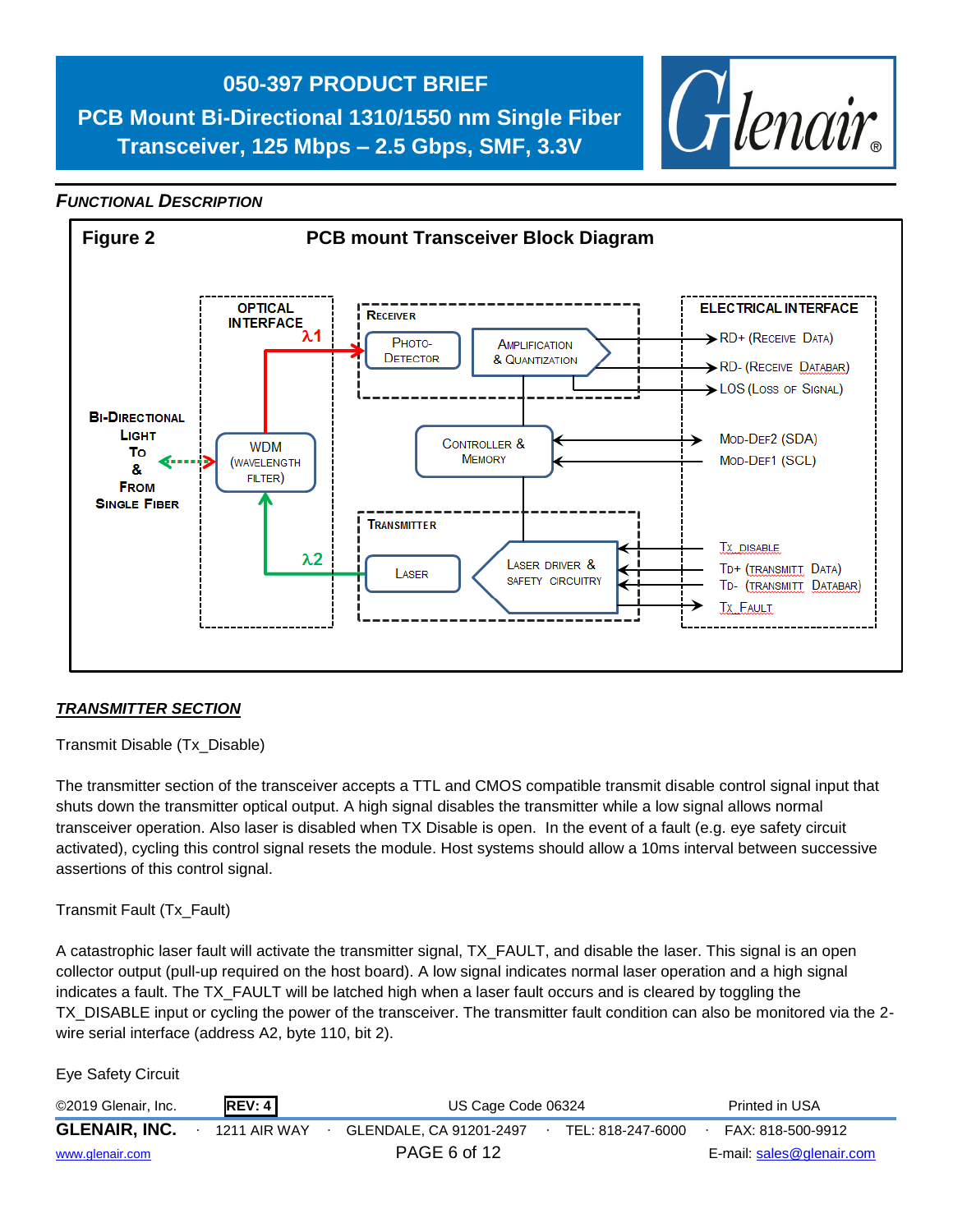# 050-397 PRODUCT BRIEF

## PCB Mount Bi-Directional 1310/1550 nm Single Fiber Transceiver, 125 Mbps – 2.5 Gbps, SMF, 3.3V

### *FUNCTIONAL DESCRIPTION*

**Figure 2** **PCB mount Transceiver Block Diagram**

OPTICAL INTERFACE λ1

RECEIVER: PHOTO-DETECTOR, AMPLIFICATION & QUANTIZATION

ELECTRICAL INTERFACE: RD+ (RECEIVE DATA), RD- (RECEIVE DATABAR), LOS (LOSS OF SIGNAL)

BI-DIRECTIONAL LIGHT TO & FROM SINGLE FIBER

WDM (WAVELENGTH FILTER)

CONTROLLER & MEMORY: MOD-DEF2 (SDA), MOD-DEF1 (SCL)

TRANSMITTER: LASER, LASER DRIVER & SAFETY CIRCUITRY

λ2

TX_DISABLE, TD+ (TRANSMITT DATA), TD- (TRANSMITT DATABAR), TX_FAULT

### ***TRANSMITTER SECTION***

Transmit Disable (Tx_Disable)

The transmitter section of the transceiver accepts a TTL and CMOS compatible transmit disable control signal input that shuts down the transmitter optical output. A high signal disables the transmitter while a low signal allows normal transceiver operation. Also laser is disabled when TX Disable is open. In the event of a fault (e.g. eye safety circuit activated), cycling this control signal resets the module. Host systems should allow a 10ms interval between successive assertions of this control signal.

Transmit Fault (Tx_Fault)

A catastrophic laser fault will activate the transmitter signal, TX_FAULT, and disable the laser. This signal is an open collector output (pull-up required on the host board). A low signal indicates normal laser operation and a high signal indicates a fault. The TX_FAULT will be latched high when a laser fault occurs and is cleared by toggling the TX_DISABLE input or cycling the power of the transceiver. The transmitter fault condition can also be monitored via the 2-wire serial interface (address A2, byte 110, bit 2).

Eye Safety Circuit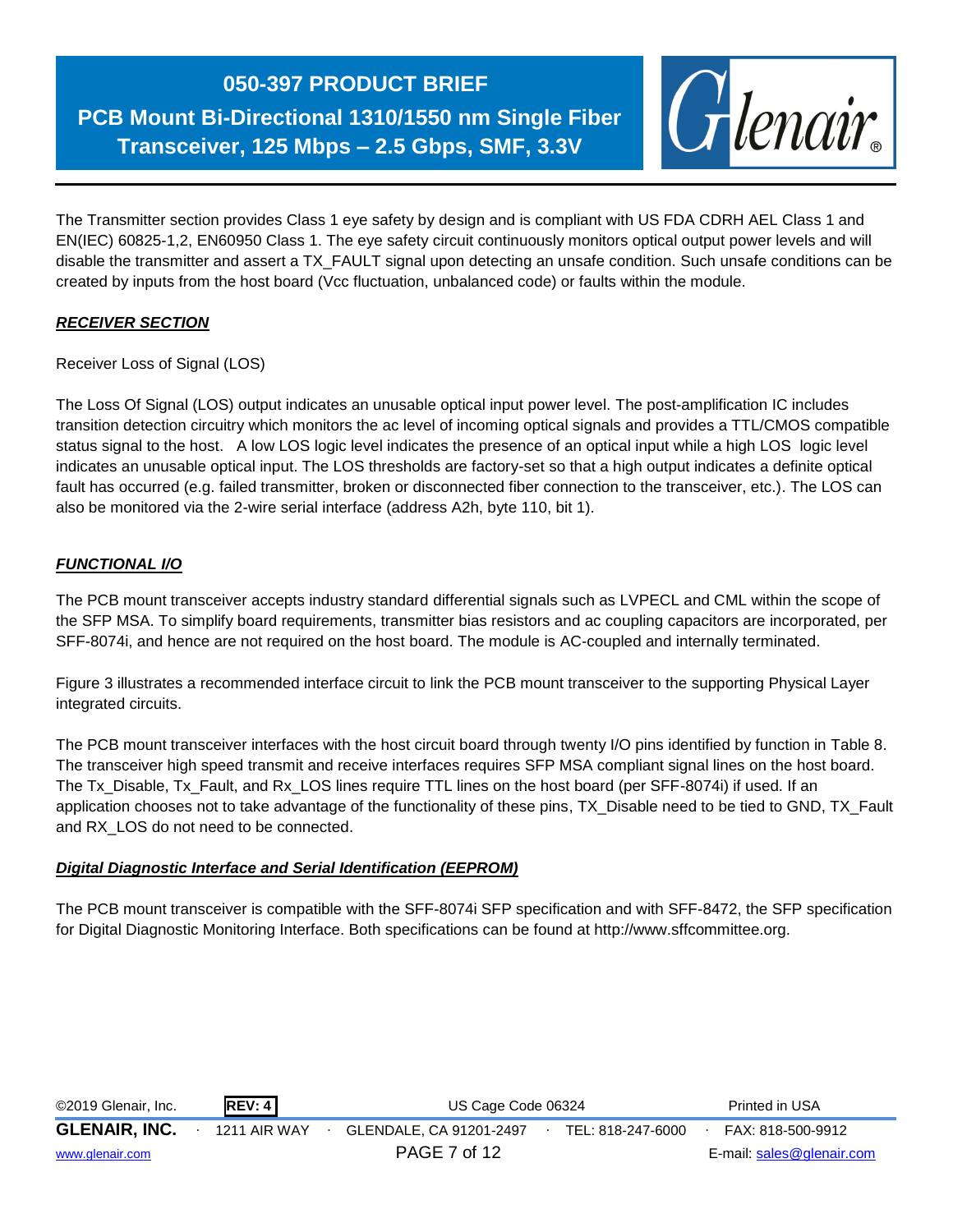The Transmitter section provides Class 1 eye safety by design and is compliant with US FDA CDRH AEL Class 1 and EN(IEC) 60825-1,2, EN60950 Class 1. The eye safety circuit continuously monitors optical output power levels and will disable the transmitter and assert a TX_FAULT signal upon detecting an unsafe condition. Such unsafe conditions can be created by inputs from the host board (Vcc fluctuation, unbalanced code) or faults within the module.

## ***RECEIVER SECTION***

Receiver Loss of Signal (LOS)

The Loss Of Signal (LOS) output indicates an unusable optical input power level. The post-amplification IC includes transition detection circuitry which monitors the ac level of incoming optical signals and provides a TTL/CMOS compatible status signal to the host. A low LOS logic level indicates the presence of an optical input while a high LOS logic level indicates an unusable optical input. The LOS thresholds are factory-set so that a high output indicates a definite optical fault has occurred (e.g. failed transmitter, broken or disconnected fiber connection to the transceiver, etc.). The LOS can also be monitored via the 2-wire serial interface (address A2h, byte 110, bit 1).

## ***FUNCTIONAL I/O***

The PCB mount transceiver accepts industry standard differential signals such as LVPECL and CML within the scope of the SFP MSA. To simplify board requirements, transmitter bias resistors and ac coupling capacitors are incorporated, per SFF-8074i, and hence are not required on the host board. The module is AC-coupled and internally terminated.

Figure 3 illustrates a recommended interface circuit to link the PCB mount transceiver to the supporting Physical Layer integrated circuits.

The PCB mount transceiver interfaces with the host circuit board through twenty I/O pins identified by function in Table 8. The transceiver high speed transmit and receive interfaces requires SFP MSA compliant signal lines on the host board. The Tx_Disable, Tx_Fault, and Rx_LOS lines require TTL lines on the host board (per SFF-8074i) if used. If an application chooses not to take advantage of the functionality of these pins, TX_Disable need to be tied to GND, TX_Fault and RX_LOS do not need to be connected.

## ***Digital Diagnostic Interface and Serial Identification (EEPROM)***

The PCB mount transceiver is compatible with the SFF-8074i SFP specification and with SFF-8472, the SFP specification for Digital Diagnostic Monitoring Interface. Both specifications can be found at http://www.sffcommittee.org.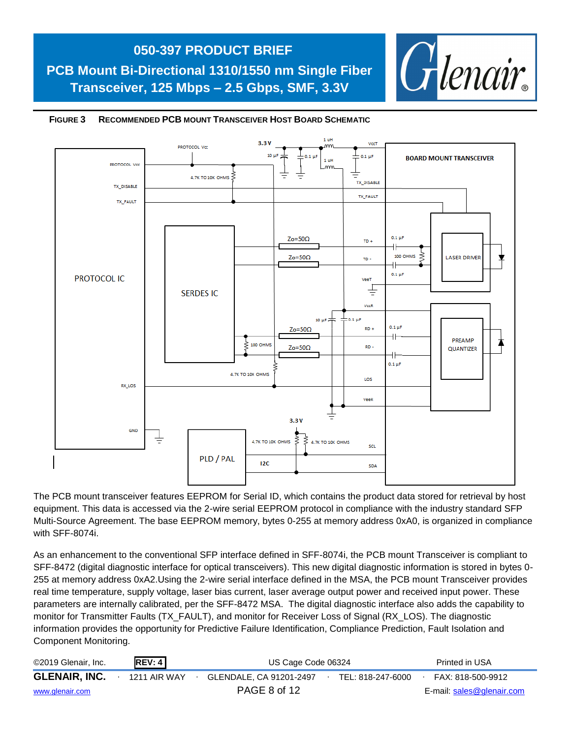**FIGURE 3 RECOMMENDED PCB MOUNT TRANSCEIVER HOST BOARD SCHEMATIC**

The PCB mount transceiver features EEPROM for Serial ID, which contains the product data stored for retrieval by host equipment. This data is accessed via the 2-wire serial EEPROM protocol in compliance with the industry standard SFP Multi-Source Agreement. The base EEPROM memory, bytes 0-255 at memory address 0xA0, is organized in compliance with SFF-8074i.

As an enhancement to the conventional SFP interface defined in SFF-8074i, the PCB mount Transceiver is compliant to SFF-8472 (digital diagnostic interface for optical transceivers). This new digital diagnostic information is stored in bytes 0-255 at memory address 0xA2.Using the 2-wire serial interface defined in the MSA, the PCB mount Transceiver provides real time temperature, supply voltage, laser bias current, laser average output power and received input power. These parameters are internally calibrated, per the SFF-8472 MSA. The digital diagnostic interface also adds the capability to monitor for Transmitter Faults (TX_FAULT), and monitor for Receiver Loss of Signal (RX_LOS). The diagnostic information provides the opportunity for Predictive Failure Identification, Compliance Prediction, Fault Isolation and Component Monitoring.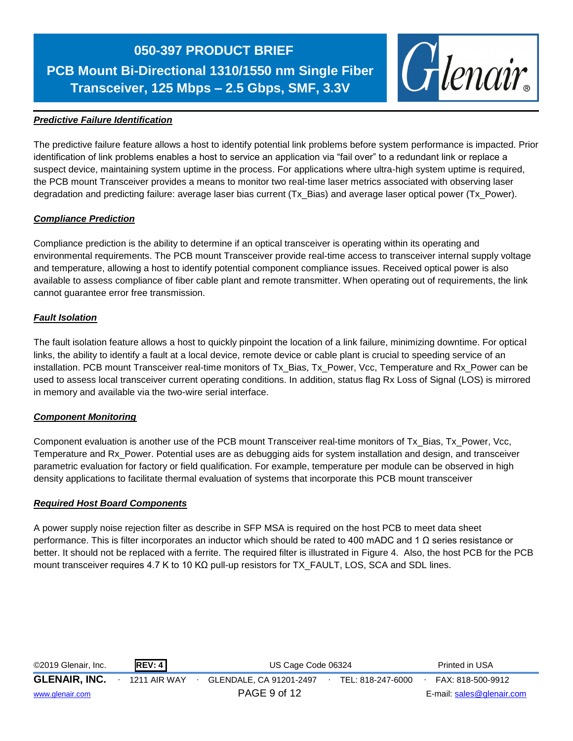### *Predictive Failure Identification*

The predictive failure feature allows a host to identify potential link problems before system performance is impacted. Prior identification of link problems enables a host to service an application via “fail over” to a redundant link or replace a suspect device, maintaining system uptime in the process. For applications where ultra-high system uptime is required, the PCB mount Transceiver provides a means to monitor two real-time laser metrics associated with observing laser degradation and predicting failure: average laser bias current (Tx_Bias) and average laser optical power (Tx_Power).

### *Compliance Prediction*

Compliance prediction is the ability to determine if an optical transceiver is operating within its operating and environmental requirements. The PCB mount Transceiver provide real-time access to transceiver internal supply voltage and temperature, allowing a host to identify potential component compliance issues. Received optical power is also available to assess compliance of fiber cable plant and remote transmitter. When operating out of requirements, the link cannot guarantee error free transmission.

### *Fault Isolation*

The fault isolation feature allows a host to quickly pinpoint the location of a link failure, minimizing downtime. For optical links, the ability to identify a fault at a local device, remote device or cable plant is crucial to speeding service of an installation. PCB mount Transceiver real-time monitors of Tx_Bias, Tx_Power, Vcc, Temperature and Rx_Power can be used to assess local transceiver current operating conditions. In addition, status flag Rx Loss of Signal (LOS) is mirrored in memory and available via the two-wire serial interface.

### *Component Monitoring*

Component evaluation is another use of the PCB mount Transceiver real-time monitors of Tx_Bias, Tx_Power, Vcc, Temperature and Rx_Power. Potential uses are as debugging aids for system installation and design, and transceiver parametric evaluation for factory or field qualification. For example, temperature per module can be observed in high density applications to facilitate thermal evaluation of systems that incorporate this PCB mount transceiver

### *Required Host Board Components*

A power supply noise rejection filter as describe in SFP MSA is required on the host PCB to meet data sheet performance. This is filter incorporates an inductor which should be rated to 400 mADC and 1 Ω series resistance or better. It should not be replaced with a ferrite. The required filter is illustrated in Figure 4. Also, the host PCB for the PCB mount transceiver requires 4.7 K to 10 KΩ pull-up resistors for TX_FAULT, LOS, SCA and SDL lines.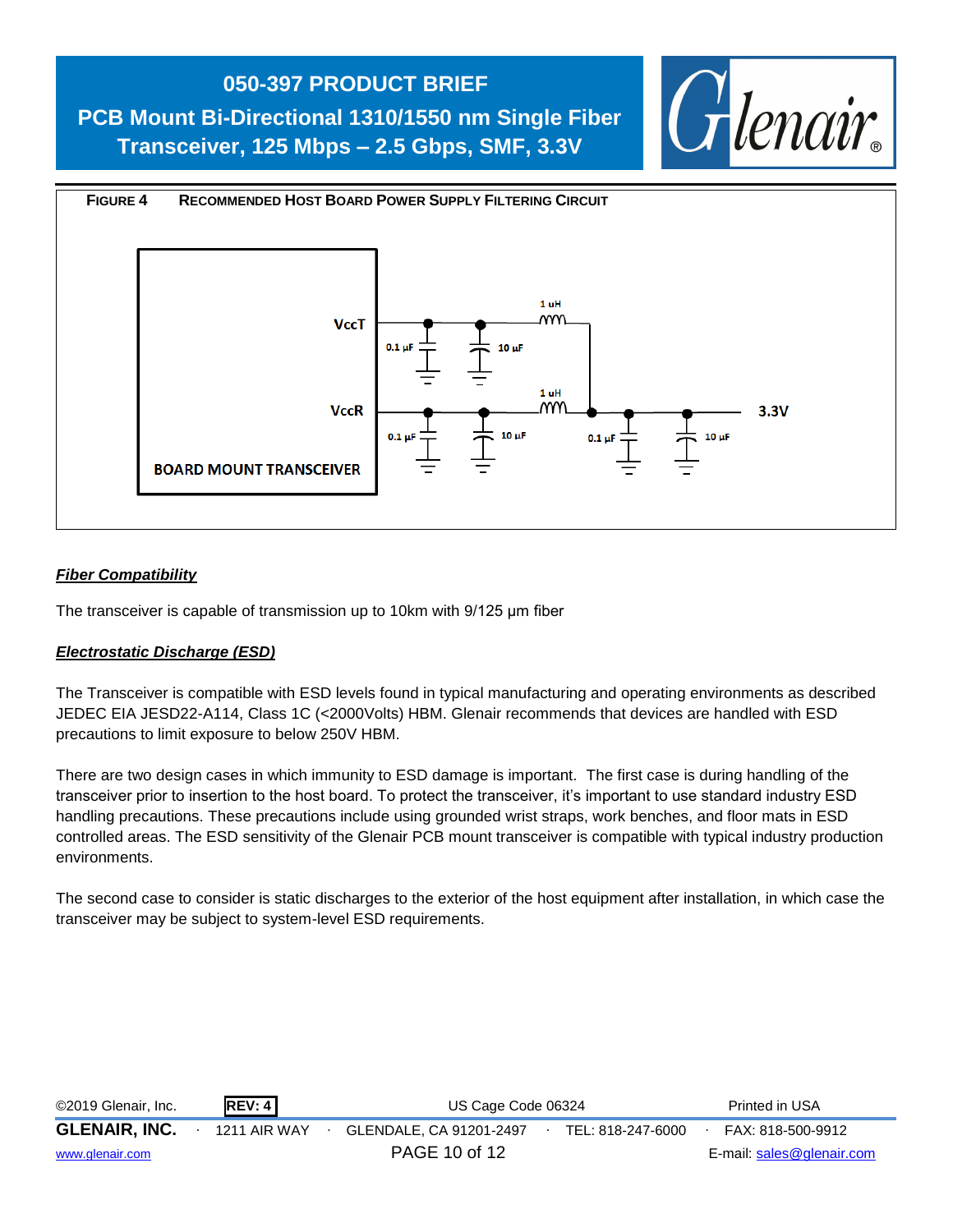FIGURE 4 RECOMMENDED HOST BOARD POWER SUPPLY FILTERING CIRCUIT

### *Fiber Compatibility*

The transceiver is capable of transmission up to 10km with 9/125 µm fiber

### *Electrostatic Discharge (ESD)*

The Transceiver is compatible with ESD levels found in typical manufacturing and operating environments as described JEDEC EIA JESD22-A114, Class 1C (<2000Volts) HBM. Glenair recommends that devices are handled with ESD precautions to limit exposure to below 250V HBM.

There are two design cases in which immunity to ESD damage is important. The first case is during handling of the transceiver prior to insertion to the host board. To protect the transceiver, it's important to use standard industry ESD handling precautions. These precautions include using grounded wrist straps, work benches, and floor mats in ESD controlled areas. The ESD sensitivity of the Glenair PCB mount transceiver is compatible with typical industry production environments.

The second case to consider is static discharges to the exterior of the host equipment after installation, in which case the transceiver may be subject to system-level ESD requirements.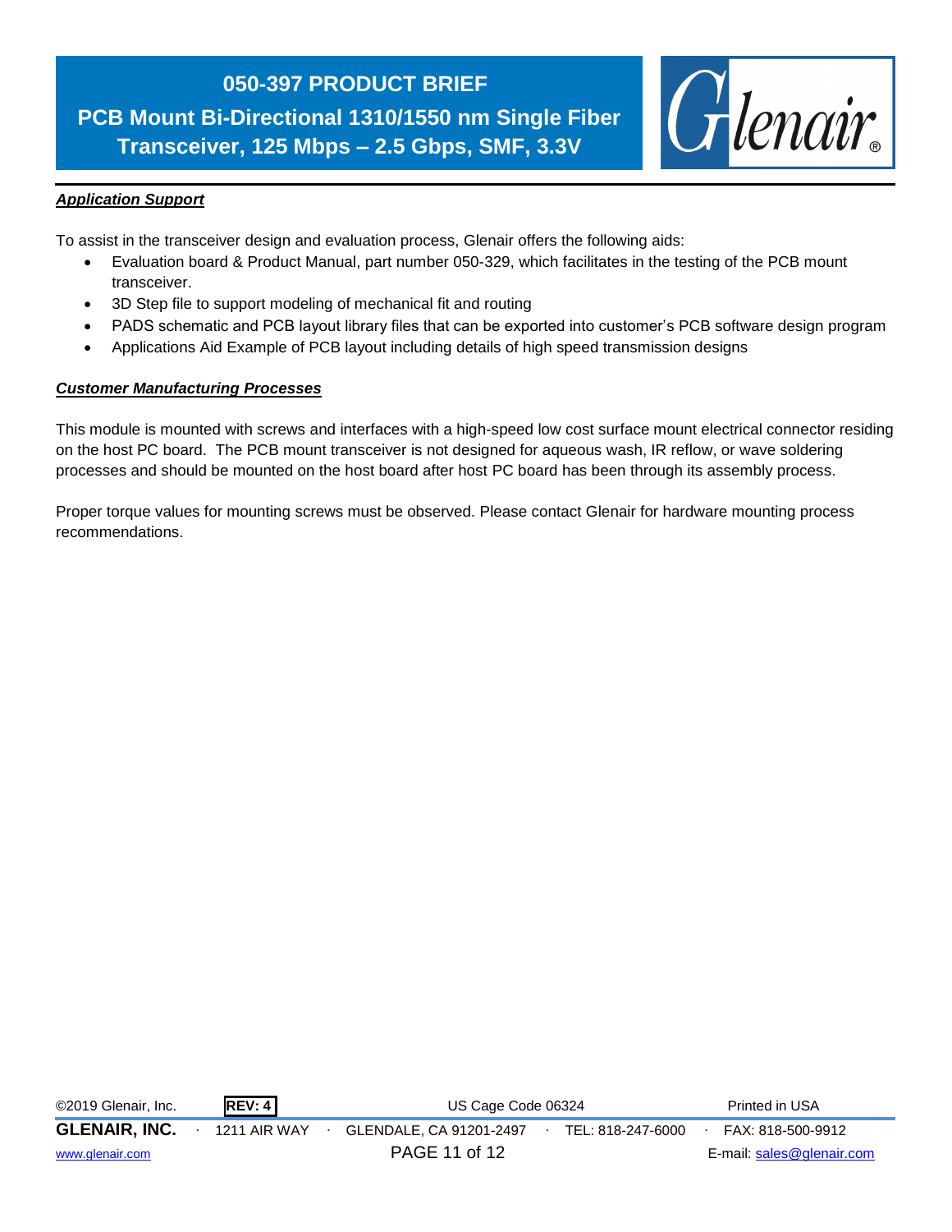### ***Application Support***

To assist in the transceiver design and evaluation process, Glenair offers the following aids:

- Evaluation board & Product Manual, part number 050-329, which facilitates in the testing of the PCB mount transceiver.
- 3D Step file to support modeling of mechanical fit and routing
- PADS schematic and PCB layout library files that can be exported into customer's PCB software design program
- Applications Aid Example of PCB layout including details of high speed transmission designs

### ***Customer Manufacturing Processes***

This module is mounted with screws and interfaces with a high-speed low cost surface mount electrical connector residing on the host PC board. The PCB mount transceiver is not designed for aqueous wash, IR reflow, or wave soldering processes and should be mounted on the host board after host PC board has been through its assembly process.

Proper torque values for mounting screws must be observed. Please contact Glenair for hardware mounting process recommendations.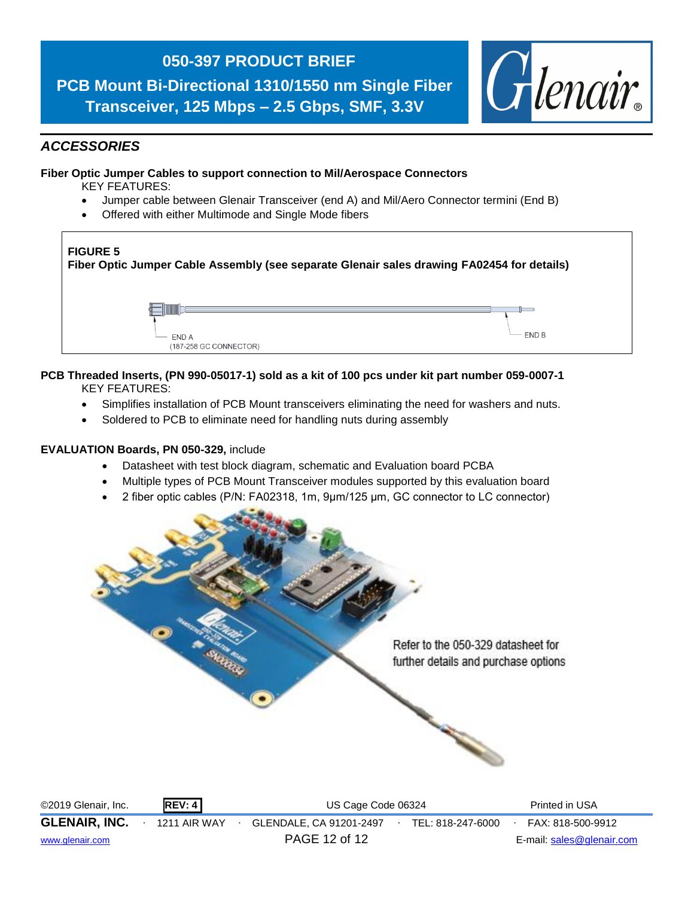## ACCESSORIES

**Fiber Optic Jumper Cables to support connection to Mil/Aerospace Connectors**

KEY FEATURES:

- Jumper cable between Glenair Transceiver (end A) and Mil/Aero Connector termini (End B)
- Offered with either Multimode and Single Mode fibers

**FIGURE 5**
**Fiber Optic Jumper Cable Assembly (see separate Glenair sales drawing FA02454 for details)**

END A
(187-258 GC CONNECTOR)

END B

**PCB Threaded Inserts, (PN 990-05017-1) sold as a kit of 100 pcs under kit part number 059-0007-1**

KEY FEATURES:

- Simplifies installation of PCB Mount transceivers eliminating the need for washers and nuts.
- Soldered to PCB to eliminate need for handling nuts during assembly

**EVALUATION Boards, PN 050-329,** include

- Datasheet with test block diagram, schematic and Evaluation board PCBA
- Multiple types of PCB Mount Transceiver modules supported by this evaluation board
- 2 fiber optic cables (P/N: FA02318, 1m, 9µm/125 µm, GC connector to LC connector)

Refer to the 050-329 datasheet for further details and purchase options

©2019 Glenair, Inc. REV: 4 US Cage Code 06324 Printed in USA

GLENAIR, INC. · 1211 AIR WAY · GLENDALE, CA 91201-2497 · TEL: 818-247-6000 · FAX: 818-500-9912

www.glenair.com E-mail: sales@glenair.com